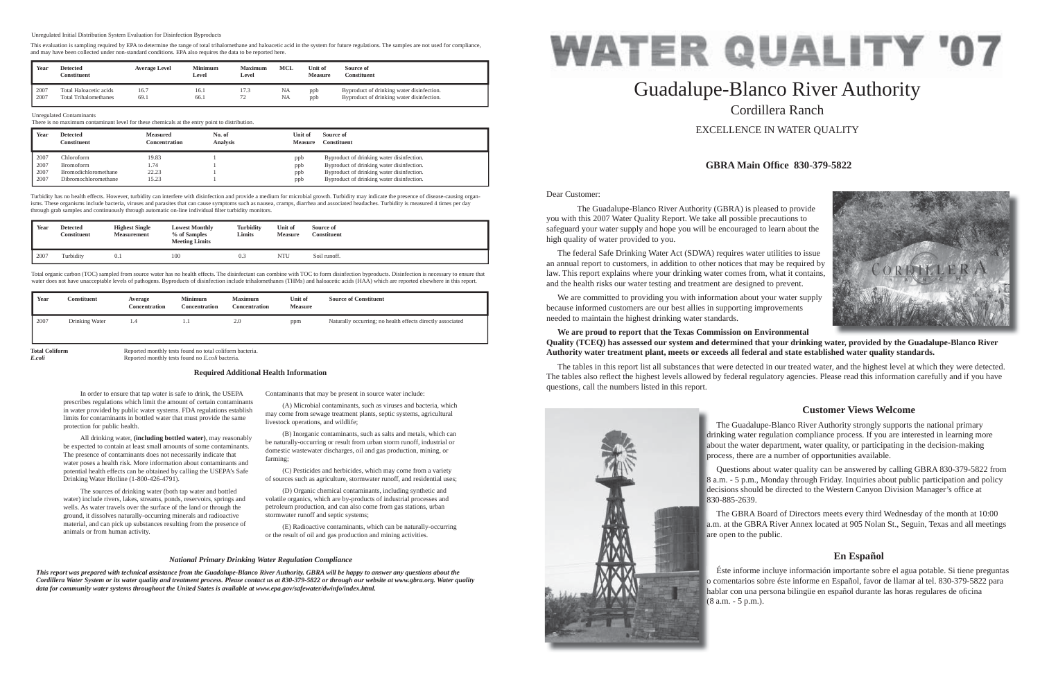Unregulated Initial Distribution System Evaluation for Disinfection Byproducts

This evaluation is sampling required by EPA to determine the range of total trihalomethane and haloacetic acid in the system for future regulations. The samples are not used for compliance, and may have been collected under non-standard conditions. EPA also requires the data to be reported here.

| Year | Detected Constituent | Average Level | Minimum Level | Maximum Level | MCL | Unit of Measure | Source of Constituent |
|---|---|---|---|---|---|---|---|
| 2007 | Total Haloacetic acids | 16.7 | 16.1 | 17.3 | NA | ppb | Byproduct of drinking water disinfection. |
| 2007 | Total Trihalomethanes | 69.1 | 66.1 | 72 | NA | ppb | Byproduct of drinking water disinfection. |

Unregulated Contaminants

There is no maximum contaminant level for these chemicals at the entry point to distribution.

| Year | Detected Constituent | Measured Concentration | No. of Analysis | Unit of Measure | Source of Constituent |
|---|---|---|---|---|---|
| 2007 | Chloroform | 19.83 | 1 | ppb | Byproduct of drinking water disinfection. |
| 2007 | Bromoform | 1.74 | 1 | ppb | Byproduct of drinking water disinfection. |
| 2007 | Bromodichloromethane | 22.23 | 1 | ppb | Byproduct of drinking water disinfection. |
| 2007 | Dibromochloromethane | 15.23 | 1 | ppb | Byproduct of drinking water disinfection. |

Turbidity has no health effects. However, turbidity can interfere with disinfection and provide a medium for microbial growth. Turbidity may indicate the presence of disease-causing organisms. These organisms include bacteria, viruses and parasites that can cause symptoms such as nausea, cramps, diarrhea and associated headaches. Turbidity is measured 4 times per day through grab samples and continuously through automatic on-line individual filter turbidity monitors.

| Year | Detected Constituent | Highest Single Measurement | Lowest Monthly % of Samples Meeting Limits | Turbidity Limits | Unit of Measure | Source of Constituent |
|---|---|---|---|---|---|---|
| 2007 | Turbidity | 0.1 | 100 | 0.3 | NTU | Soil runoff. |

Total organic carbon (TOC) sampled from source water has no health effects. The disinfectant can combine with TOC to form disinfection byproducts. Disinfection is necessary to ensure that water does not have unacceptable levels of pathogens. Byproducts of disinfection include trihalomethanes (THMs) and haloacetic acids (HAA) which are reported elsewhere in this report.

| Year | Constituent | Average Concentration | Minimum Concentration | Maximum Concentration | Unit of Measure | Source of Constituent |
|---|---|---|---|---|---|---|
| 2007 | Drinking Water | 1.4 | 1.1 | 2.0 | ppm | Naturally occurring; no health effects directly associated |

**Total Coliform** Reported monthly tests found no total coliform bacteria.
***E.coli*** Reported monthly tests found no *E.coli* bacteria.

### Required Additional Health Information

In order to ensure that tap water is safe to drink, the USEPA prescribes regulations which limit the amount of certain contaminants in water provided by public water systems. FDA regulations establish limits for contaminants in bottled water that must provide the same protection for public health.

All drinking water, **(including bottled water)**, may reasonably be expected to contain at least small amounts of some contaminants. The presence of contaminants does not necessarily indicate that water poses a health risk. More information about contaminants and potential health effects can be obtained by calling the USEPA's Safe Drinking Water Hotline (1-800-426-4791).

The sources of drinking water (both tap water and bottled water) include rivers, lakes, streams, ponds, reservoirs, springs and wells. As water travels over the surface of the land or through the ground, it dissolves naturally-occurring minerals and radioactive material, and can pick up substances resulting from the presence of animals or from human activity.

Contaminants that may be present in source water include:

(A) Microbial contaminants, such as viruses and bacteria, which may come from sewage treatment plants, septic systems, agricultural livestock operations, and wildlife;

(B) Inorganic contaminants, such as salts and metals, which can be naturally-occurring or result from urban storm runoff, industrial or domestic wastewater discharges, oil and gas production, mining, or farming;

(C) Pesticides and herbicides, which may come from a variety of sources such as agriculture, stormwater runoff, and residential uses;

(D) Organic chemical contaminants, including synthetic and volatile organics, which are by-products of industrial processes and petroleum production, and can also come from gas stations, urban stormwater runoff and septic systems;

(E) Radioactive contaminants, which can be naturally-occurring or the result of oil and gas production and mining activities.

### *National Primary Drinking Water Regulation Compliance*

***This report was prepared with technical assistance from the Guadalupe-Blanco River Authority. GBRA will be happy to answer any questions about the Cordillera Water System or its water quality and treatment process. Please contact us at 830-379-5822 or through our website at www.gbra.org. Water quality data for community water systems throughout the United States is available at www.epa.gov/safewater/dwinfo/index.html.***

# WATER QUALITY '07

## Guadalupe-Blanco River Authority

### Cordillera Ranch

EXCELLENCE IN WATER QUALITY

**GBRA Main Office 830-379-5822**

Dear Customer:

The Guadalupe-Blanco River Authority (GBRA) is pleased to provide you with this 2007 Water Quality Report. We take all possible precautions to safeguard your water supply and hope you will be encouraged to learn about the high quality of water provided to you.

The federal Safe Drinking Water Act (SDWA) requires water utilities to issue an annual report to customers, in addition to other notices that may be required by law. This report explains where your drinking water comes from, what it contains, and the health risks our water testing and treatment are designed to prevent.

We are committed to providing you with information about your water supply because informed customers are our best allies in supporting improvements needed to maintain the highest drinking water standards.

**We are proud to report that the Texas Commission on Environmental Quality (TCEQ) has assessed our system and determined that your drinking water, provided by the Guadalupe-Blanco River Authority water treatment plant, meets or exceeds all federal and state established water quality standards.**

The tables in this report list all substances that were detected in our treated water, and the highest level at which they were detected. The tables also reflect the highest levels allowed by federal regulatory agencies. Please read this information carefully and if you have questions, call the numbers listed in this report.

### Customer Views Welcome

The Guadalupe-Blanco River Authority strongly supports the national primary drinking water regulation compliance process. If you are interested in learning more about the water department, water quality, or participating in the decision-making process, there are a number of opportunities available.

Questions about water quality can be answered by calling GBRA 830-379-5822 from 8 a.m. - 5 p.m., Monday through Friday. Inquiries about public participation and policy decisions should be directed to the Western Canyon Division Manager's office at 830-885-2639.

The GBRA Board of Directors meets every third Wednesday of the month at 10:00 a.m. at the GBRA River Annex located at 905 Nolan St., Seguin, Texas and all meetings are open to the public.

### En Español

Éste informe incluye información importante sobre el agua potable. Si tiene preguntas o comentarios sobre éste informe en Español, favor de llamar al tel. 830-379-5822 para hablar con una persona bilingüe en español durante las horas regulares de oficina (8 a.m. - 5 p.m.).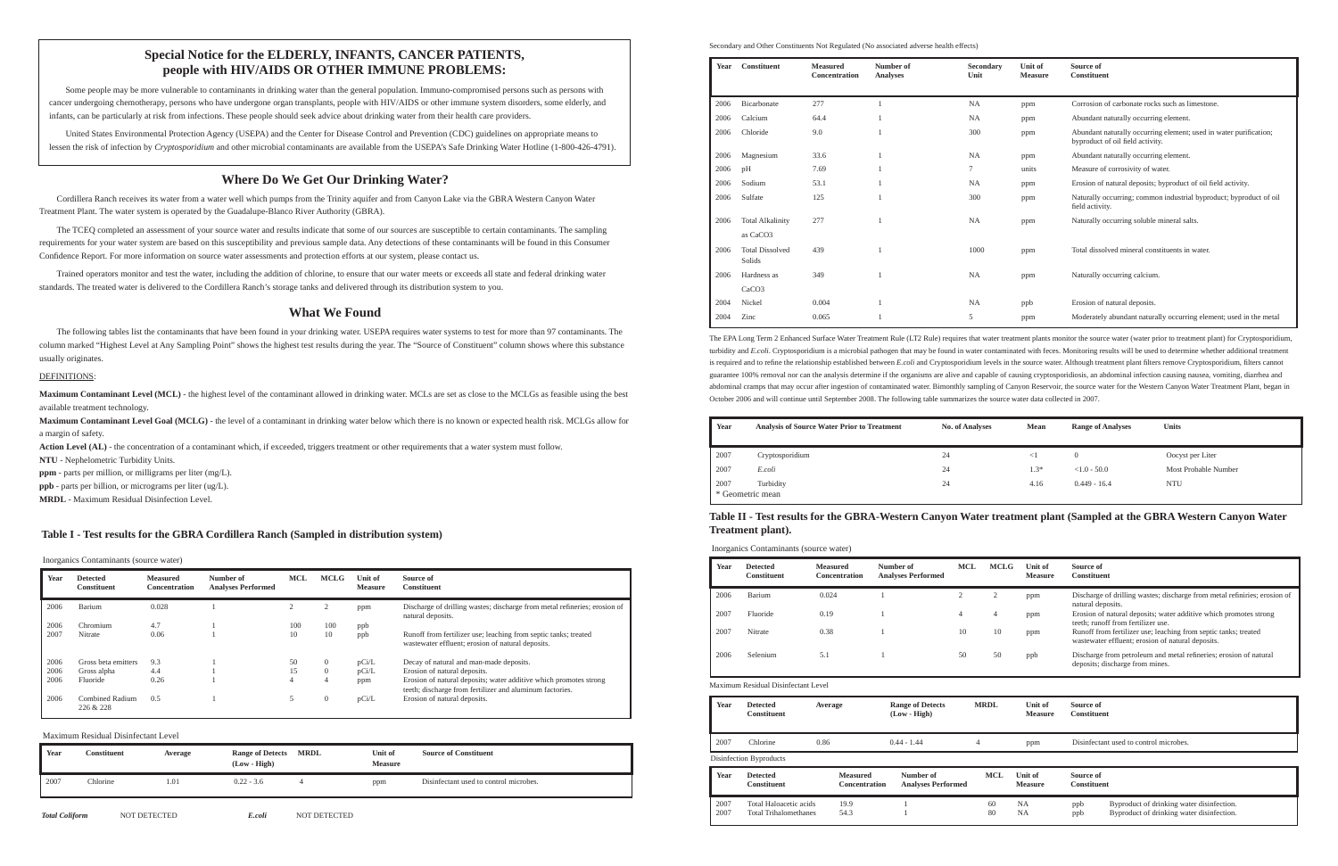## Special Notice for the ELDERLY, INFANTS, CANCER PATIENTS, people with HIV/AIDS OR OTHER IMMUNE PROBLEMS:

Some people may be more vulnerable to contaminants in drinking water than the general population. Immuno-compromised persons such as persons with cancer undergoing chemotherapy, persons who have undergone organ transplants, people with HIV/AIDS or other immune system disorders, some elderly, and infants, can be particularly at risk from infections. These people should seek advice about drinking water from their health care providers.

United States Environmental Protection Agency (USEPA) and the Center for Disease Control and Prevention (CDC) guidelines on appropriate means to lessen the risk of infection by *Cryptosporidium* and other microbial contaminants are available from the USEPA's Safe Drinking Water Hotline (1-800-426-4791).

## Where Do We Get Our Drinking Water?

Cordillera Ranch receives its water from a water well which pumps from the Trinity aquifer and from Canyon Lake via the GBRA Western Canyon Water Treatment Plant. The water system is operated by the Guadalupe-Blanco River Authority (GBRA).

The TCEQ completed an assessment of your source water and results indicate that some of our sources are susceptible to certain contaminants. The sampling requirements for your water system are based on this susceptibility and previous sample data. Any detections of these contaminants will be found in this Consumer Confidence Report. For more information on source water assessments and protection efforts at our system, please contact us.

Trained operators monitor and test the water, including the addition of chlorine, to ensure that our water meets or exceeds all state and federal drinking water standards. The treated water is delivered to the Cordillera Ranch's storage tanks and delivered through its distribution system to you.

## What We Found

The following tables list the contaminants that have been found in your drinking water. USEPA requires water systems to test for more than 97 contaminants. The column marked "Highest Level at Any Sampling Point" shows the highest test results during the year. The "Source of Constituent" column shows where this substance usually originates.

DEFINITIONS:

**Maximum Contaminant Level (MCL)** - the highest level of the contaminant allowed in drinking water. MCLs are set as close to the MCLGs as feasible using the best available treatment technology.

**Maximum Contaminant Level Goal (MCLG)** - the level of a contaminant in drinking water below which there is no known or expected health risk. MCLGs allow for a margin of safety.

**Action Level (AL)** - the concentration of a contaminant which, if exceeded, triggers treatment or other requirements that a water system must follow.

**NTU** - Nephelometric Turbidity Units.

**ppm** - parts per million, or milligrams per liter (mg/L).

**ppb** - parts per billion, or micrograms per liter (ug/L).

**MRDL** - Maximum Residual Disinfection Level.

### Table I - Test results for the GBRA Cordillera Ranch (Sampled in distribution system)

Inorganics Contaminants (source water)

| Year | Detected Constituent | Measured Concentration | Number of Analyses Performed | MCL | MCLG | Unit of Measure | Source of Constituent |
|---|---|---|---|---|---|---|---|
| 2006 | Barium | 0.028 | 1 | 2 | 2 | ppm | Discharge of drilling wastes; discharge from metal refineries; erosion of natural deposits. |
| 2006 | Chromium | 4.7 | 1 | 100 | 100 | ppb | |
| 2007 | Nitrate | 0.06 | 1 | 10 | 10 | ppb | Runoff from fertilizer use; leaching from septic tanks; treated wastewater effluent; erosion of natural deposits. |
| 2006 | Gross beta emitters | 9.3 | 1 | 50 | 0 | pCi/L | Decay of natural and man-made deposits. |
| 2006 | Gross alpha | 4.4 | 1 | 15 | 0 | pCi/L | Erosion of natural deposits. |
| 2006 | Fluoride | 0.26 | 1 | 4 | 4 | ppm | Erosion of natural deposits; water additive which promotes strong teeth; discharge from fertilizer and aluminum factories. |
| 2006 | Combined Radium 226 & 228 | 0.5 | 1 | 5 | 0 | pCi/L | Erosion of natural deposits. |

Maximum Residual Disinfectant Level

| Year | Constituent | Average | Range of Detects (Low - High) | MRDL | Unit of Measure | Source of Constituent |
|---|---|---|---|---|---|---|
| 2007 | Chlorine | 1.01 | 0.22 - 3.6 | 4 | ppm | Disinfectant used to control microbes. |

***Total Coliform*** NOT DETECTED ***E.coli*** NOT DETECTED

Secondary and Other Constituents Not Regulated (No associated adverse health effects)

| Year | Constituent | Measured Concentration | Number of Analyses | Secondary Unit | Unit of Measure | Source of Constituent |
|---|---|---|---|---|---|---|
| 2006 | Bicarbonate | 277 | 1 | NA | ppm | Corrosion of carbonate rocks such as limestone. |
| 2006 | Calcium | 64.4 | 1 | NA | ppm | Abundant naturally occurring element. |
| 2006 | Chloride | 9.0 | 1 | 300 | ppm | Abundant naturally occurring element; used in water purification; byproduct of oil field activity. |
| 2006 | Magnesium | 33.6 | 1 | NA | ppm | Abundant naturally occurring element. |
| 2006 | pH | 7.69 | 1 | 7 | units | Measure of corrosivity of water. |
| 2006 | Sodium | 53.1 | 1 | NA | ppm | Erosion of natural deposits; byproduct of oil field activity. |
| 2006 | Sulfate | 125 | 1 | 300 | ppm | Naturally occurring; common industrial byproduct; byproduct of oil field activity. |
| 2006 | Total Alkalinity as $CaCO_3$ | 277 | 1 | NA | ppm | Naturally occurring soluble mineral salts. |
| 2006 | Total Dissolved Solids | 439 | 1 | 1000 | ppm | Total dissolved mineral constituents in water. |
| 2006 | Hardness as $CaCO_3$ | 349 | 1 | NA | ppm | Naturally occurring calcium. |
| 2004 | Nickel | 0.004 | 1 | NA | ppb | Erosion of natural deposits. |
| 2004 | Zinc | 0.065 | 1 | 5 | ppm | Moderately abundant naturally occurring element; used in the metal |

The EPA Long Term 2 Enhanced Surface Water Treatment Rule (LT2 Rule) requires that water treatment plants monitor the source water (water prior to treatment plant) for Cryptosporidium, turbidity and *E.coli*. Cryptosporidium is a microbial pathogen that may be found in water contaminated with feces. Monitoring results will be used to determine whether additional treatment is required and to refine the relationship established between *E.coli* and Cryptosporidium levels in the source water. Although treatment plant filters remove Cryptosporidium, filters cannot guarantee 100% removal nor can the analysis determine if the organisms are alive and capable of causing cryptosporidiosis, an abdominal infection causing nausea, vomiting, diarrhea and abdominal cramps that may occur after ingestion of contaminated water. Bimonthly sampling of Canyon Reservoir, the source water for the Western Canyon Water Treatment Plant, began in October 2006 and will continue until September 2008. The following table summarizes the source water data collected in 2007.

| Year | Analysis of Source Water Prior to Treatment | No. of Analyses | Mean | Range of Analyses | Units |
|---|---|---|---|---|---|
| 2007 | Cryptosporidium | 24 | <1 | 0 | Oocyst per Liter |
| 2007 | *E.coli* | 24 | 1.3* | <1.0 - 50.0 | Most Probable Number |
| 2007 | Turbidity | 24 | 4.16 | 0.449 - 16.4 | NTU |

\* Geometric mean

### Table II - Test results for the GBRA-Western Canyon Water treatment plant (Sampled at the GBRA Western Canyon Water Treatment plant).

Inorganics Contaminants (source water)

| Year | Detected Constituent | Measured Concentration | Number of Analyses Performed | MCL | MCLG | Unit of Measure | Source of Constituent |
|---|---|---|---|---|---|---|---|
| 2006 | Barium | 0.024 | 1 | 2 | 2 | ppm | Discharge of drilling wastes; discharge from metal refineries; erosion of natural deposits. |
| 2007 | Fluoride | 0.19 | 1 | 4 | 4 | ppm | Erosion of natural deposits; water additive which promotes strong teeth; runoff from fertilizer use. |
| 2007 | Nitrate | 0.38 | 1 | 10 | 10 | ppm | Runoff from fertilizer use; leaching from septic tanks; treated wastewater effluent; erosion of natural deposits. |
| 2006 | Selenium | 5.1 | 1 | 50 | 50 | ppb | Discharge from petroleum and metal refineries; erosion of natural deposits; discharge from mines. |

Maximum Residual Disinfectant Level

| Year | Detected Constituent | Average | Range of Detects (Low - High) | MRDL | Unit of Measure | Source of Constituent |
|---|---|---|---|---|---|---|
| 2007 | Chlorine | 0.86 | 0.44 - 1.44 | 4 | ppm | Disinfectant used to control microbes. |

Disinfection Byproducts

| Year | Detected Constituent | Measured Concentration | Number of Analyses Performed | MCL | Unit of Measure | Source of Constituent |
|---|---|---|---|---|---|---|
| 2007 | Total Haloacetic acids | 19.9 | 1 | 60 | NA | ppb | Byproduct of drinking water disinfection. |
| 2007 | Total Trihalomethanes | 54.3 | 1 | 80 | NA | ppb | Byproduct of drinking water disinfection. |